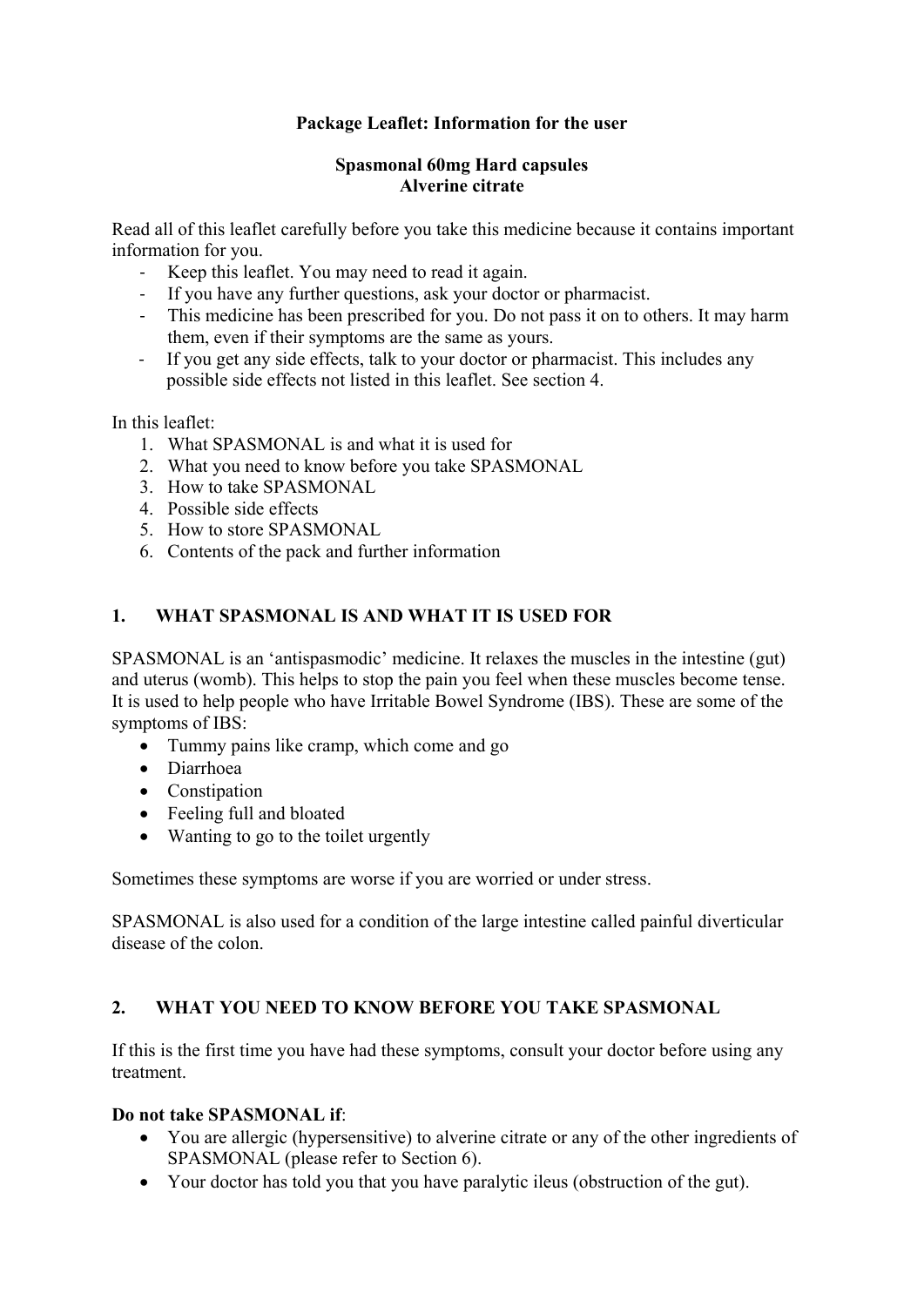**Package Leaflet: Information for the user**

**Spasmonal 60mg Hard capsules**
**Alverine citrate**

Read all of this leaflet carefully before you take this medicine because it contains important information for you.

- Keep this leaflet. You may need to read it again.
- If you have any further questions, ask your doctor or pharmacist.
- This medicine has been prescribed for you. Do not pass it on to others. It may harm them, even if their symptoms are the same as yours.
- If you get any side effects, talk to your doctor or pharmacist. This includes any possible side effects not listed in this leaflet. See section 4.

In this leaflet:

1. What SPASMONAL is and what it is used for
2. What you need to know before you take SPASMONAL
3. How to take SPASMONAL
4. Possible side effects
5. How to store SPASMONAL
6. Contents of the pack and further information

## 1. WHAT SPASMONAL IS AND WHAT IT IS USED FOR

SPASMONAL is an 'antispasmodic' medicine. It relaxes the muscles in the intestine (gut) and uterus (womb). This helps to stop the pain you feel when these muscles become tense. It is used to help people who have Irritable Bowel Syndrome (IBS). These are some of the symptoms of IBS:

- Tummy pains like cramp, which come and go
- Diarrhoea
- Constipation
- Feeling full and bloated
- Wanting to go to the toilet urgently

Sometimes these symptoms are worse if you are worried or under stress.

SPASMONAL is also used for a condition of the large intestine called painful diverticular disease of the colon.

## 2. WHAT YOU NEED TO KNOW BEFORE YOU TAKE SPASMONAL

If this is the first time you have had these symptoms, consult your doctor before using any treatment.

**Do not take SPASMONAL if**:

- You are allergic (hypersensitive) to alverine citrate or any of the other ingredients of SPASMONAL (please refer to Section 6).
- Your doctor has told you that you have paralytic ileus (obstruction of the gut).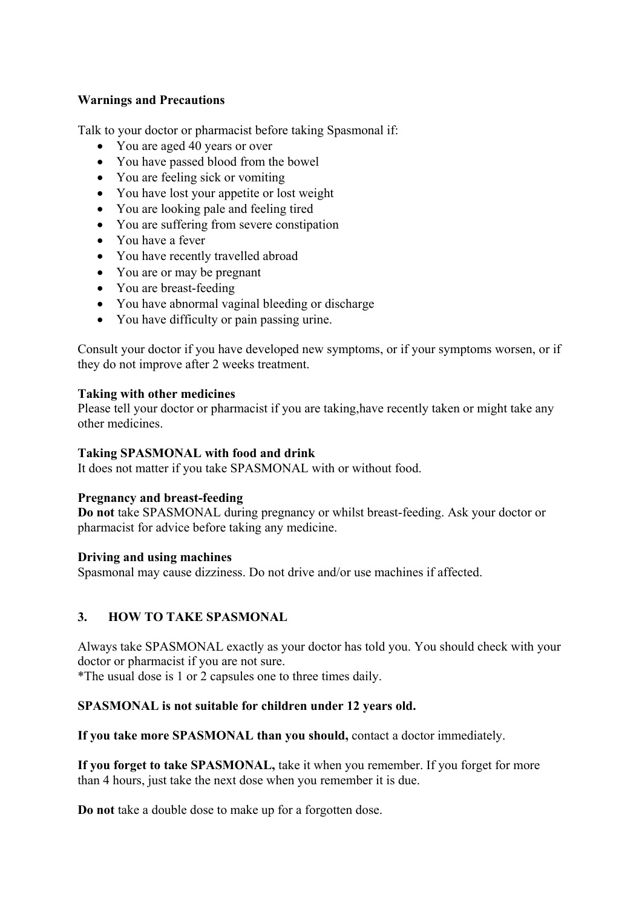**Warnings and Precautions**

Talk to your doctor or pharmacist before taking Spasmonal if:

- You are aged 40 years or over
- You have passed blood from the bowel
- You are feeling sick or vomiting
- You have lost your appetite or lost weight
- You are looking pale and feeling tired
- You are suffering from severe constipation
- You have a fever
- You have recently travelled abroad
- You are or may be pregnant
- You are breast-feeding
- You have abnormal vaginal bleeding or discharge
- You have difficulty or pain passing urine.

Consult your doctor if you have developed new symptoms, or if your symptoms worsen, or if they do not improve after 2 weeks treatment.

**Taking with other medicines**
Please tell your doctor or pharmacist if you are taking,have recently taken or might take any other medicines.

**Taking SPASMONAL with food and drink**
It does not matter if you take SPASMONAL with or without food.

**Pregnancy and breast-feeding**
**Do not** take SPASMONAL during pregnancy or whilst breast-feeding. Ask your doctor or pharmacist for advice before taking any medicine.

**Driving and using machines**
Spasmonal may cause dizziness. Do not drive and/or use machines if affected.

## 3. HOW TO TAKE SPASMONAL

Always take SPASMONAL exactly as your doctor has told you. You should check with your doctor or pharmacist if you are not sure.
*The usual dose is 1 or 2 capsules one to three times daily.

**SPASMONAL is not suitable for children under 12 years old.**

**If you take more SPASMONAL than you should,** contact a doctor immediately.

**If you forget to take SPASMONAL,** take it when you remember. If you forget for more than 4 hours, just take the next dose when you remember it is due.

**Do not** take a double dose to make up for a forgotten dose.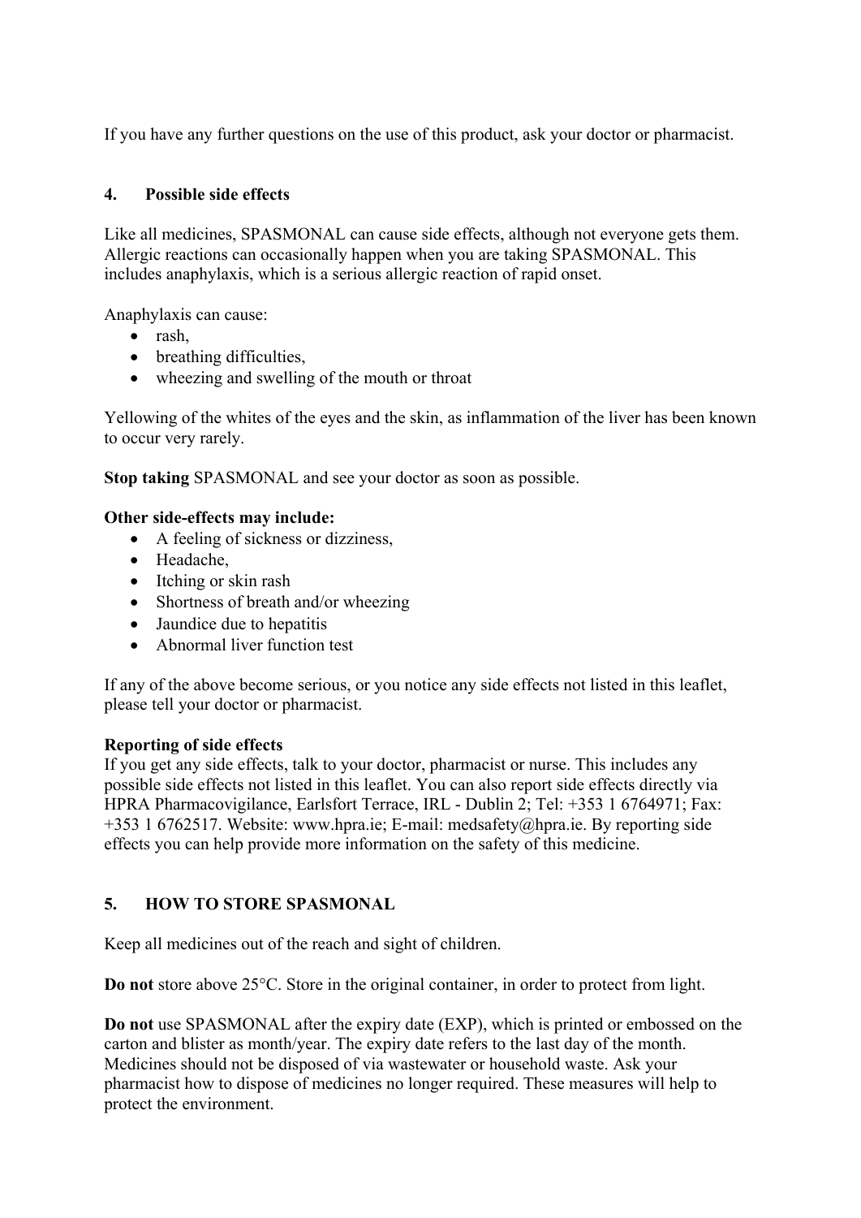If you have any further questions on the use of this product, ask your doctor or pharmacist.

## 4. Possible side effects

Like all medicines, SPASMONAL can cause side effects, although not everyone gets them. Allergic reactions can occasionally happen when you are taking SPASMONAL. This includes anaphylaxis, which is a serious allergic reaction of rapid onset.

Anaphylaxis can cause:

- rash,
- breathing difficulties,
- wheezing and swelling of the mouth or throat

Yellowing of the whites of the eyes and the skin, as inflammation of the liver has been known to occur very rarely.

**Stop taking** SPASMONAL and see your doctor as soon as possible.

**Other side-effects may include:**

- A feeling of sickness or dizziness,
- Headache,
- Itching or skin rash
- Shortness of breath and/or wheezing
- Jaundice due to hepatitis
- Abnormal liver function test

If any of the above become serious, or you notice any side effects not listed in this leaflet, please tell your doctor or pharmacist.

**Reporting of side effects**
If you get any side effects, talk to your doctor, pharmacist or nurse. This includes any possible side effects not listed in this leaflet. You can also report side effects directly via HPRA Pharmacovigilance, Earlsfort Terrace, IRL - Dublin 2; Tel: +353 1 6764971; Fax: +353 1 6762517. Website: www.hpra.ie; E-mail: medsafety@hpra.ie. By reporting side effects you can help provide more information on the safety of this medicine.

## 5. HOW TO STORE SPASMONAL

Keep all medicines out of the reach and sight of children.

**Do not** store above 25°C. Store in the original container, in order to protect from light.

**Do not** use SPASMONAL after the expiry date (EXP), which is printed or embossed on the carton and blister as month/year. The expiry date refers to the last day of the month. Medicines should not be disposed of via wastewater or household waste. Ask your pharmacist how to dispose of medicines no longer required. These measures will help to protect the environment.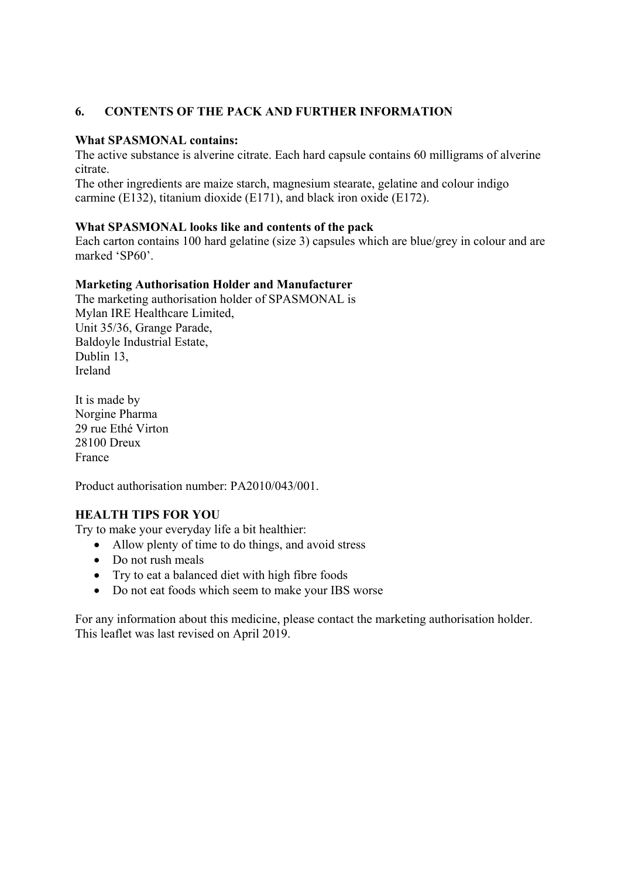## 6. CONTENTS OF THE PACK AND FURTHER INFORMATION

**What SPASMONAL contains:**

The active substance is alverine citrate. Each hard capsule contains 60 milligrams of alverine citrate.

The other ingredients are maize starch, magnesium stearate, gelatine and colour indigo carmine (E132), titanium dioxide (E171), and black iron oxide (E172).

**What SPASMONAL looks like and contents of the pack**

Each carton contains 100 hard gelatine (size 3) capsules which are blue/grey in colour and are marked 'SP60'.

**Marketing Authorisation Holder and Manufacturer**

The marketing authorisation holder of SPASMONAL is
Mylan IRE Healthcare Limited,
Unit 35/36, Grange Parade,
Baldoyle Industrial Estate,
Dublin 13,
Ireland

It is made by
Norgine Pharma
29 rue Ethé Virton
28100 Dreux
France

Product authorisation number: PA2010/043/001.

**HEALTH TIPS FOR YOU**

Try to make your everyday life a bit healthier:

- Allow plenty of time to do things, and avoid stress
- Do not rush meals
- Try to eat a balanced diet with high fibre foods
- Do not eat foods which seem to make your IBS worse

For any information about this medicine, please contact the marketing authorisation holder.
This leaflet was last revised on April 2019.